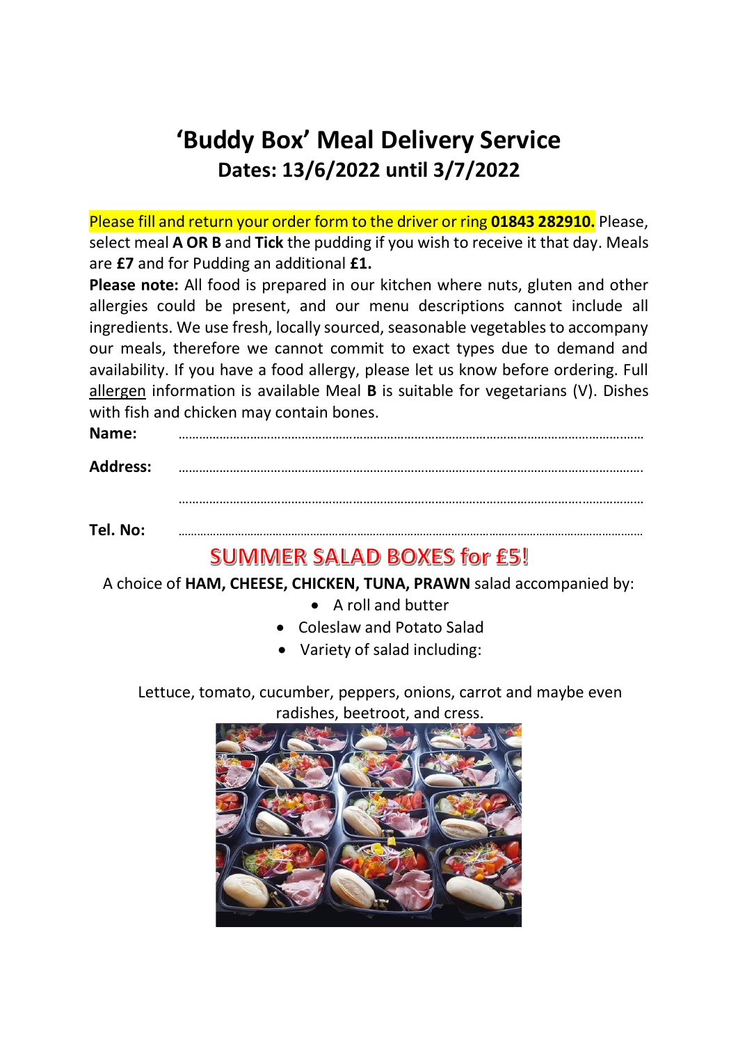# 'Buddy Box' Meal Delivery Service

## Dates: 13/6/2022 until 3/7/2022

Please fill and return your order form to the driver or ring **01843 282910.** Please, select meal **A OR B** and **Tick** the pudding if you wish to receive it that day. Meals are **£7** and for Pudding an additional **£1.**

**Please note:** All food is prepared in our kitchen where nuts, gluten and other allergies could be present, and our menu descriptions cannot include all ingredients. We use fresh, locally sourced, seasonable vegetables to accompany our meals, therefore we cannot commit to exact types due to demand and availability. If you have a food allergy, please let us know before ordering. Full allergen information is available Meal **B** is suitable for vegetarians (V). Dishes with fish and chicken may contain bones.

**Name:** ……………………………………………………………………………………………………

**Address:** ……………………………………………………………………………………………………

……………………………………………………………………………………………………

**Tel. No:** ……………………………………………………………………………………………………

## SUMMER SALAD BOXES for £5!

A choice of **HAM, CHEESE, CHICKEN, TUNA, PRAWN** salad accompanied by:

- A roll and butter
- Coleslaw and Potato Salad
- Variety of salad including:

Lettuce, tomato, cucumber, peppers, onions, carrot and maybe even radishes, beetroot, and cress.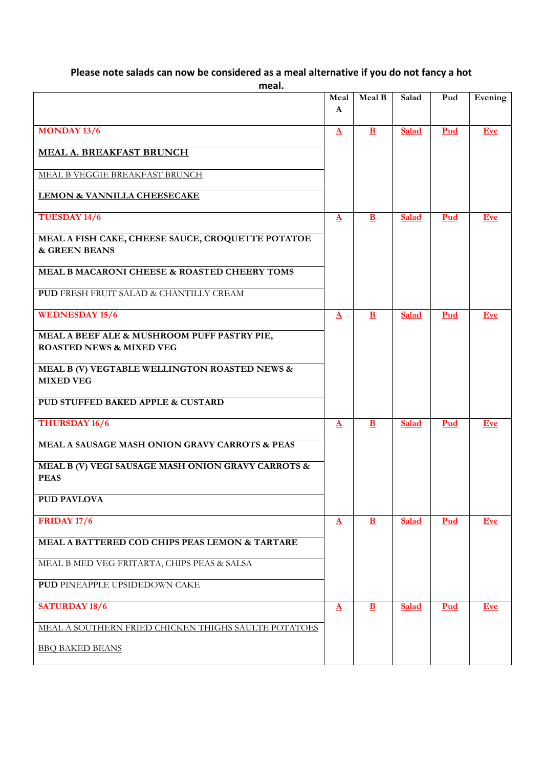**Please note salads can now be considered as a meal alternative if you do not fancy a hot meal.**

| | Meal A | Meal B | Salad | Pud | Evening |
|---|---|---|---|---|---|
| **MONDAY 13/6** | **A** | **B** | **Salad** | **Pud** | **Eve** |
| **MEAL A. BREAKFAST BRUNCH** | | | | | |
| MEAL B VEGGIE BREAKFAST BRUNCH | | | | | |
| **LEMON & VANNILLA CHEESECAKE** | | | | | |
| **TUESDAY 14/6** | **A** | **B** | **Salad** | **Pud** | **Eve** |
| **MEAL A FISH CAKE, CHEESE SAUCE, CROQUETTE POTATOE & GREEN BEANS** | | | | | |
| **MEAL B MACARONI CHEESE & ROASTED CHEERY TOMS** | | | | | |
| **PUD** FRESH FRUIT SALAD & CHANTILLY CREAM | | | | | |
| **WEDNESDAY 15/6** | **A** | **B** | **Salad** | **Pud** | **Eve** |
| **MEAL A BEEF ALE & MUSHROOM PUFF PASTRY PIE, ROASTED NEWS & MIXED VEG** | | | | | |
| **MEAL B (V) VEGTABLE WELLINGTON ROASTED NEWS & MIXED VEG** | | | | | |
| **PUD STUFFED BAKED APPLE & CUSTARD** | | | | | |
| **THURSDAY 16/6** | **A** | **B** | **Salad** | **Pud** | **Eve** |
| **MEAL A SAUSAGE MASH ONION GRAVY CARROTS & PEAS** | | | | | |
| **MEAL B (V) VEGI SAUSAGE MASH ONION GRAVY CARROTS & PEAS** | | | | | |
| **PUD PAVLOVA** | | | | | |
| **FRIDAY 17/6** | **A** | **B** | **Salad** | **Pud** | **Eve** |
| **MEAL A BATTERED COD CHIPS PEAS LEMON & TARTARE** | | | | | |
| MEAL B MED VEG FRITARTA, CHIPS PEAS & SALSA | | | | | |
| **PUD** PINEAPPLE UPSIDEDOWN CAKE | | | | | |
| **SATURDAY 18/6** | **A** | **B** | **Salad** | **Pud** | **Eve** |
| MEAL A SOUTHERN FRIED CHICKEN THIGHS SAULTE POTATOES | | | | | |
| BBQ BAKED BEANS | | | | | |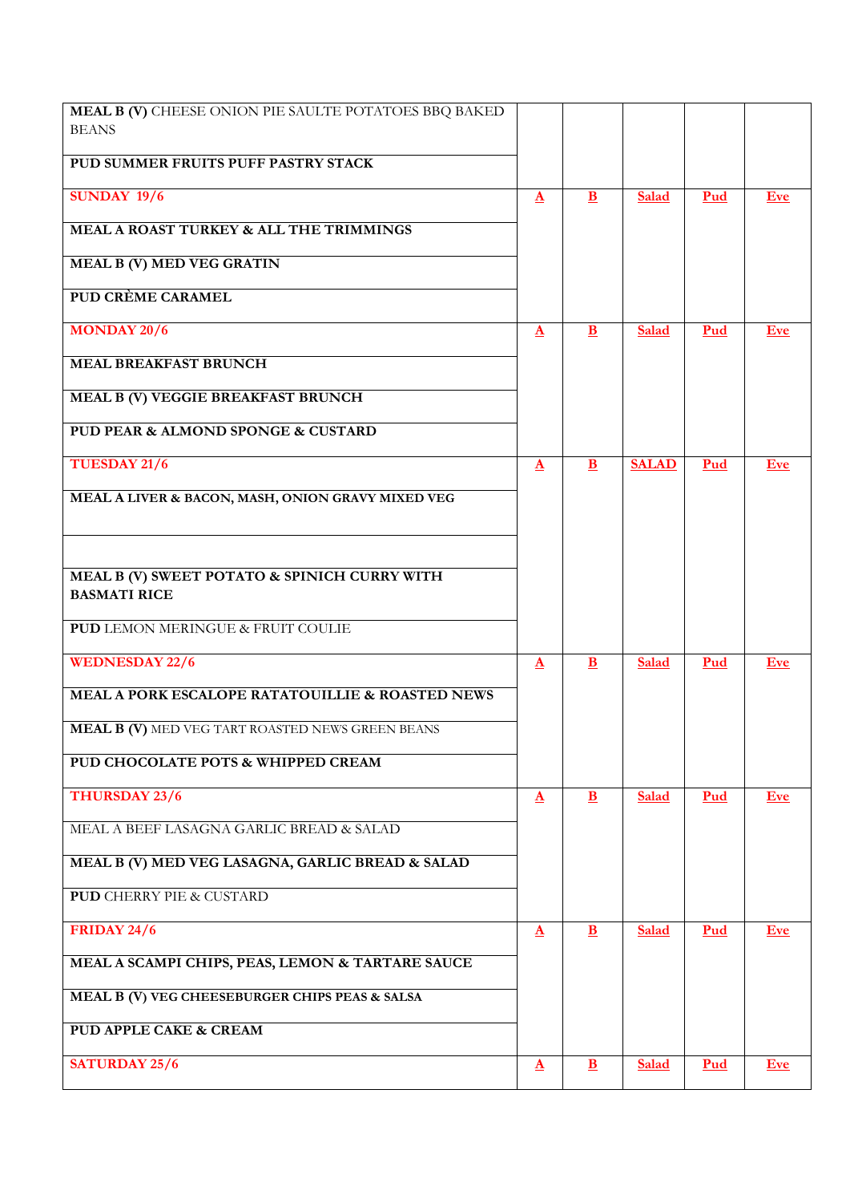| | | | | | |
|---|---|---|---|---|---|
| **MEAL B (V)** CHEESE ONION PIE SAULTE POTATOES BBQ BAKED BEANS | | | | | |
| **PUD SUMMER FRUITS PUFF PASTRY STACK** | | | | | |
| **SUNDAY 19/6** | **A** | **B** | **Salad** | **Pud** | **Eve** |
| **MEAL A ROAST TURKEY & ALL THE TRIMMINGS** | | | | | |
| **MEAL B (V) MED VEG GRATIN** | | | | | |
| **PUD CRÈME CARAMEL** | | | | | |
| **MONDAY 20/6** | **A** | **B** | **Salad** | **Pud** | **Eve** |
| **MEAL BREAKFAST BRUNCH** | | | | | |
| **MEAL B (V) VEGGIE BREAKFAST BRUNCH** | | | | | |
| **PUD PEAR & ALMOND SPONGE & CUSTARD** | | | | | |
| **TUESDAY 21/6** | **A** | **B** | **SALAD** | **Pud** | **Eve** |
| **MEAL A LIVER & BACON, MASH, ONION GRAVY MIXED VEG** | | | | | |
| | | | | | |
| **MEAL B (V) SWEET POTATO & SPINICH CURRY WITH BASMATI RICE** | | | | | |
| **PUD** LEMON MERINGUE & FRUIT COULIE | | | | | |
| **WEDNESDAY 22/6** | **A** | **B** | **Salad** | **Pud** | **Eve** |
| **MEAL A PORK ESCALOPE RATATOUILLIE & ROASTED NEWS** | | | | | |
| **MEAL B (V)** MED VEG TART ROASTED NEWS GREEN BEANS | | | | | |
| **PUD CHOCOLATE POTS & WHIPPED CREAM** | | | | | |
| **THURSDAY 23/6** | **A** | **B** | **Salad** | **Pud** | **Eve** |
| MEAL A BEEF LASAGNA GARLIC BREAD & SALAD | | | | | |
| **MEAL B (V) MED VEG LASAGNA, GARLIC BREAD & SALAD** | | | | | |
| **PUD** CHERRY PIE & CUSTARD | | | | | |
| **FRIDAY 24/6** | **A** | **B** | **Salad** | **Pud** | **Eve** |
| **MEAL A SCAMPI CHIPS, PEAS, LEMON & TARTARE SAUCE** | | | | | |
| **MEAL B (V) VEG CHEESEBURGER CHIPS PEAS & SALSA** | | | | | |
| **PUD APPLE CAKE & CREAM** | | | | | |
| **SATURDAY 25/6** | **A** | **B** | **Salad** | **Pud** | **Eve** |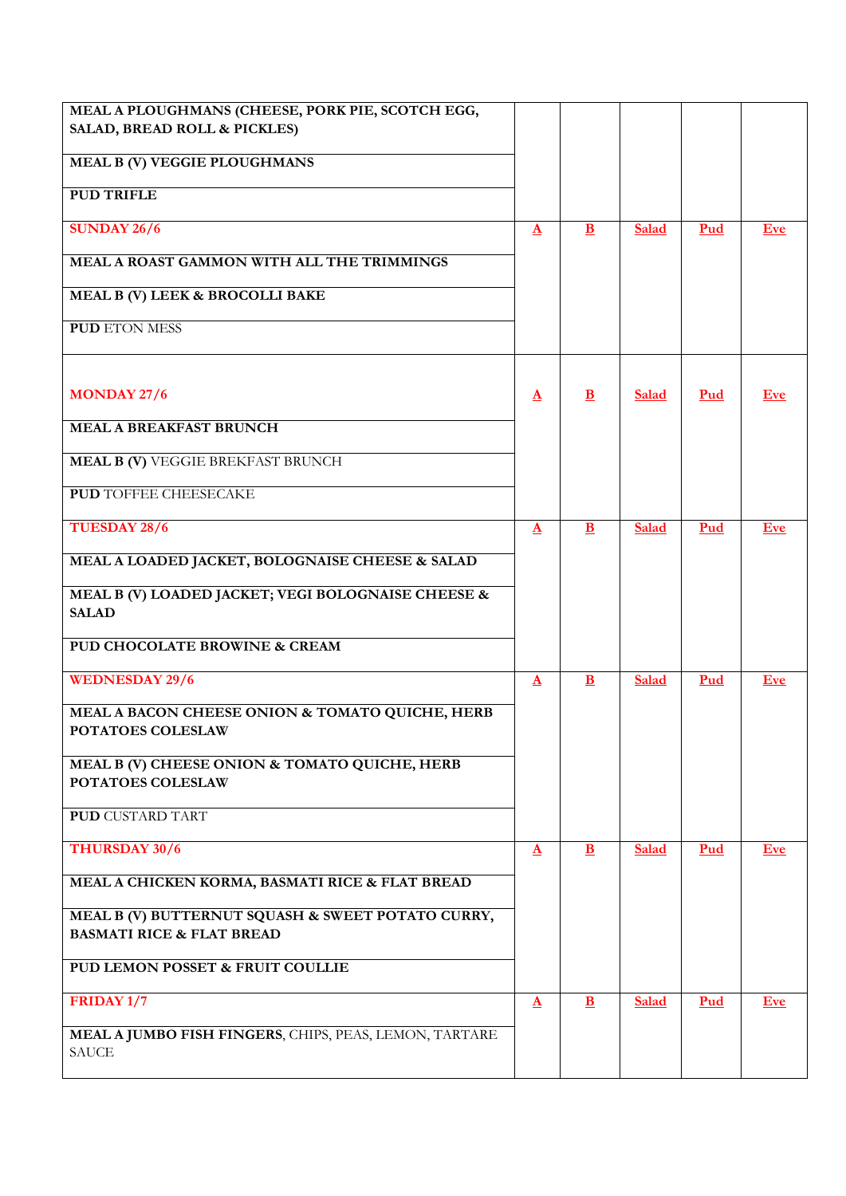| MEAL A PLOUGHMANS (CHEESE, PORK PIE, SCOTCH EGG, SALAD, BREAD ROLL & PICKLES) | | | | | |
|---|---|---|---|---|---|
| **MEAL B (V) VEGGIE PLOUGHMANS** | | | | | |
| **PUD TRIFLE** | | | | | |
| **SUNDAY 26/6** | **A** | **B** | **Salad** | **Pud** | **Eve** |
| **MEAL A ROAST GAMMON WITH ALL THE TRIMMINGS** | | | | | |
| **MEAL B (V) LEEK & BROCOLLI BAKE** | | | | | |
| **PUD** ETON MESS | | | | | |
| **MONDAY 27/6** | **A** | **B** | **Salad** | **Pud** | **Eve** |
| **MEAL A BREAKFAST BRUNCH** | | | | | |
| **MEAL B (V)** VEGGIE BREKFAST BRUNCH | | | | | |
| **PUD** TOFFEE CHEESECAKE | | | | | |
| **TUESDAY 28/6** | **A** | **B** | **Salad** | **Pud** | **Eve** |
| **MEAL A LOADED JACKET, BOLOGNAISE CHEESE & SALAD** | | | | | |
| **MEAL B (V) LOADED JACKET; VEGI BOLOGNAISE CHEESE & SALAD** | | | | | |
| **PUD CHOCOLATE BROWINE & CREAM** | | | | | |
| **WEDNESDAY 29/6** | **A** | **B** | **Salad** | **Pud** | **Eve** |
| **MEAL A BACON CHEESE ONION & TOMATO QUICHE, HERB POTATOES COLESLAW** | | | | | |
| **MEAL B (V) CHEESE ONION & TOMATO QUICHE, HERB POTATOES COLESLAW** | | | | | |
| **PUD** CUSTARD TART | | | | | |
| **THURSDAY 30/6** | **A** | **B** | **Salad** | **Pud** | **Eve** |
| **MEAL A CHICKEN KORMA, BASMATI RICE & FLAT BREAD** | | | | | |
| **MEAL B (V) BUTTERNUT SQUASH & SWEET POTATO CURRY, BASMATI RICE & FLAT BREAD** | | | | | |
| **PUD LEMON POSSET & FRUIT COULLIE** | | | | | |
| **FRIDAY 1/7** | **A** | **B** | **Salad** | **Pud** | **Eve** |
| **MEAL A JUMBO FISH FINGERS**, CHIPS, PEAS, LEMON, TARTARE SAUCE | | | | | |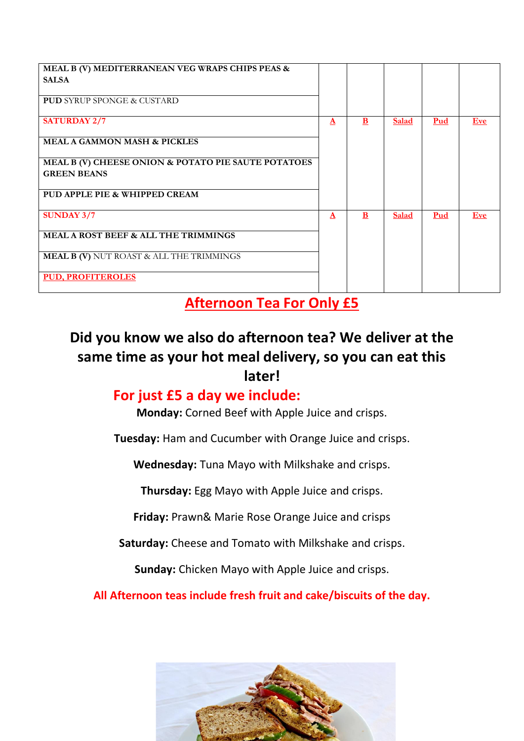| | | | | | |
|---|---|---|---|---|---|
| **MEAL B (V) MEDITERRANEAN VEG WRAPS CHIPS PEAS & SALSA** | | | | | |
| **PUD** SYRUP SPONGE & CUSTARD | | | | | |
| **SATURDAY 2/7** | **A** | **B** | **Salad** | **Pud** | **Eve** |
| **MEAL A GAMMON MASH & PICKLES** | | | | | |
| **MEAL B (V) CHEESE ONION & POTATO PIE SAUTE POTATOES GREEN BEANS** | | | | | |
| **PUD APPLE PIE & WHIPPED CREAM** | | | | | |
| **SUNDAY 3/7** | **A** | **B** | **Salad** | **Pud** | **Eve** |
| **MEAL A ROST BEEF & ALL THE TRIMMINGS** | | | | | |
| **MEAL B (V)** NUT ROAST & ALL THE TRIMMINGS | | | | | |
| **PUD, PROFITEROLES** | | | | | |

# Afternoon Tea For Only £5

## Did you know we also do afternoon tea? We deliver at the same time as your hot meal delivery, so you can eat this later!

### For just £5 a day we include:

**Monday:** Corned Beef with Apple Juice and crisps.

**Tuesday:** Ham and Cucumber with Orange Juice and crisps.

**Wednesday:** Tuna Mayo with Milkshake and crisps.

**Thursday:** Egg Mayo with Apple Juice and crisps.

**Friday:** Prawn& Marie Rose Orange Juice and crisps

**Saturday:** Cheese and Tomato with Milkshake and crisps.

**Sunday:** Chicken Mayo with Apple Juice and crisps.

**All Afternoon teas include fresh fruit and cake/biscuits of the day.**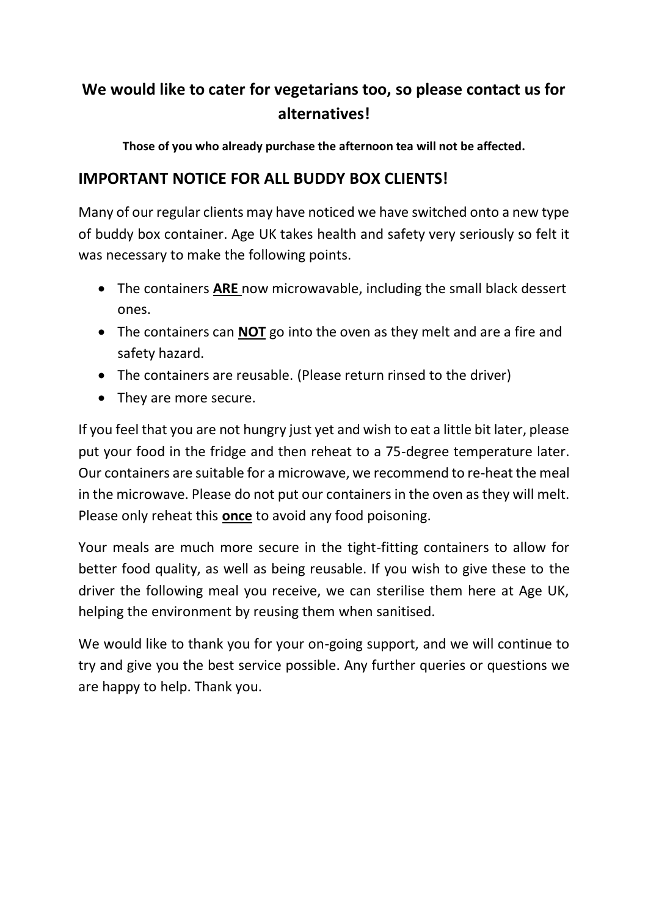## We would like to cater for vegetarians too, so please contact us for alternatives!

**Those of you who already purchase the afternoon tea will not be affected.**

## IMPORTANT NOTICE FOR ALL BUDDY BOX CLIENTS!

Many of our regular clients may have noticed we have switched onto a new type of buddy box container. Age UK takes health and safety very seriously so felt it was necessary to make the following points.

- The containers **ARE** now microwavable, including the small black dessert ones.
- The containers can **NOT** go into the oven as they melt and are a fire and safety hazard.
- The containers are reusable. (Please return rinsed to the driver)
- They are more secure.

If you feel that you are not hungry just yet and wish to eat a little bit later, please put your food in the fridge and then reheat to a 75-degree temperature later. Our containers are suitable for a microwave, we recommend to re-heat the meal in the microwave. Please do not put our containers in the oven as they will melt. Please only reheat this **once** to avoid any food poisoning.

Your meals are much more secure in the tight-fitting containers to allow for better food quality, as well as being reusable. If you wish to give these to the driver the following meal you receive, we can sterilise them here at Age UK, helping the environment by reusing them when sanitised.

We would like to thank you for your on-going support, and we will continue to try and give you the best service possible. Any further queries or questions we are happy to help. Thank you.